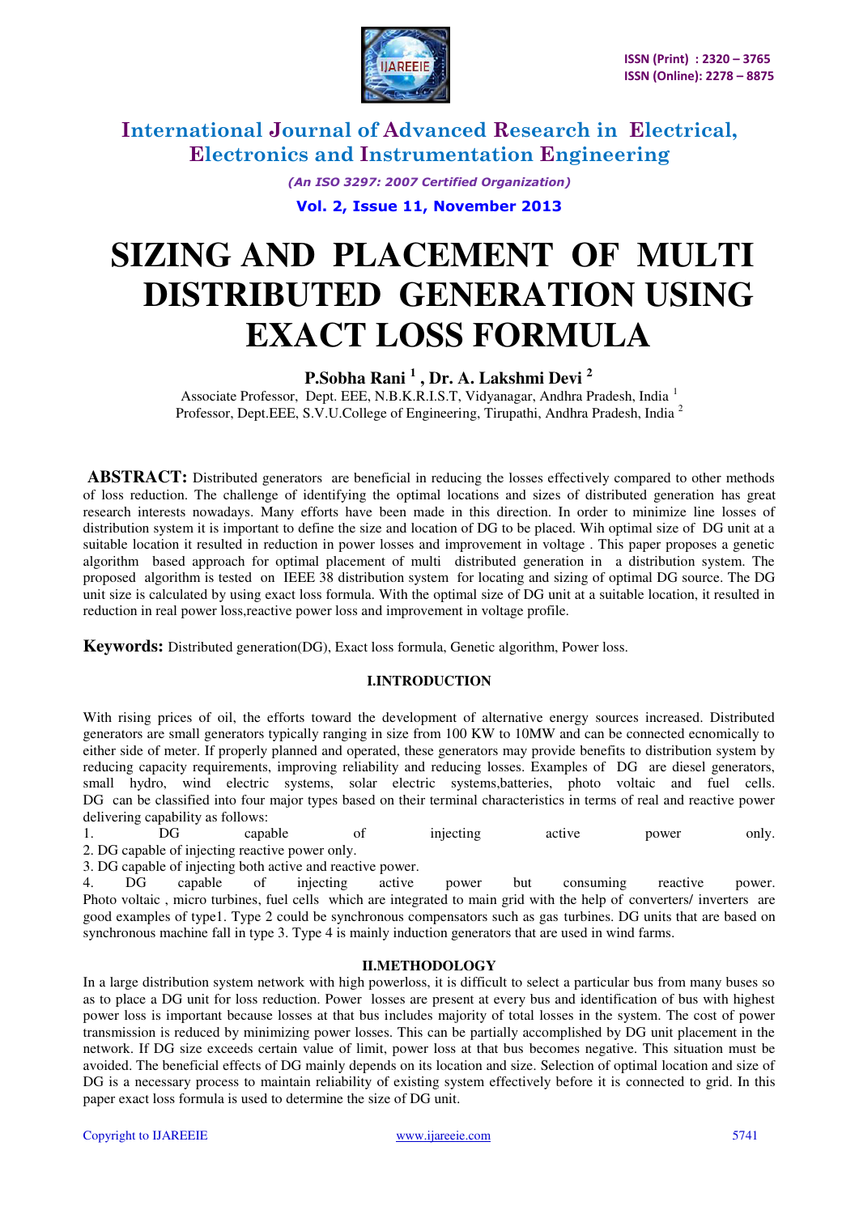# SIZING AND PLACEMENT OF MULTI DISTRIBUTED GENERATION USING EXACT LOSS FORMULA

**P.Sobha Rani [1] , Dr. A. Lakshmi Devi [2]**

Associate Professor, Dept. EEE, N.B.K.R.I.S.T, Vidyanagar, Andhra Pradesh, India [1]

Professor, Dept.EEE, S.V.U.College of Engineering, Tirupathi, Andhra Pradesh, India [2]

**ABSTRACT:** Distributed generators are beneficial in reducing the losses effectively compared to other methods of loss reduction. The challenge of identifying the optimal locations and sizes of distributed generation has great research interests nowadays. Many efforts have been made in this direction. In order to minimize line losses of distribution system it is important to define the size and location of DG to be placed. Wih optimal size of DG unit at a suitable location it resulted in reduction in power losses and improvement in voltage . This paper proposes a genetic algorithm based approach for optimal placement of multi distributed generation in a distribution system. The proposed algorithm is tested on IEEE 38 distribution system for locating and sizing of optimal DG source. The DG unit size is calculated by using exact loss formula. With the optimal size of DG unit at a suitable location, it resulted in reduction in real power loss,reactive power loss and improvement in voltage profile.

**Keywords:** Distributed generation(DG), Exact loss formula, Genetic algorithm, Power loss.

## I.INTRODUCTION

With rising prices of oil, the efforts toward the development of alternative energy sources increased. Distributed generators are small generators typically ranging in size from 100 KW to 10MW and can be connected ecnomically to either side of meter. If properly planned and operated, these generators may provide benefits to distribution system by reducing capacity requirements, improving reliability and reducing losses. Examples of DG are diesel generators, small hydro, wind electric systems, solar electric systems,batteries, photo voltaic and fuel cells. DG can be classified into four major types based on their terminal characteristics in terms of real and reactive power delivering capability as follows:

1. DG capable of injecting active power only.
2. DG capable of injecting reactive power only.
3. DG capable of injecting both active and reactive power.
4. DG capable of injecting active power but consuming reactive power.

Photo voltaic , micro turbines, fuel cells which are integrated to main grid with the help of converters/ inverters are good examples of type1. Type 2 could be synchronous compensators such as gas turbines. DG units that are based on synchronous machine fall in type 3. Type 4 is mainly induction generators that are used in wind farms.

## II.METHODOLOGY

In a large distribution system network with high powerloss, it is difficult to select a particular bus from many buses so as to place a DG unit for loss reduction. Power losses are present at every bus and identification of bus with highest power loss is important because losses at that bus includes majority of total losses in the system. The cost of power transmission is reduced by minimizing power losses. This can be partially accomplished by DG unit placement in the network. If DG size exceeds certain value of limit, power loss at that bus becomes negative. This situation must be avoided. The beneficial effects of DG mainly depends on its location and size. Selection of optimal location and size of DG is a necessary process to maintain reliability of existing system effectively before it is connected to grid. In this paper exact loss formula is used to determine the size of DG unit.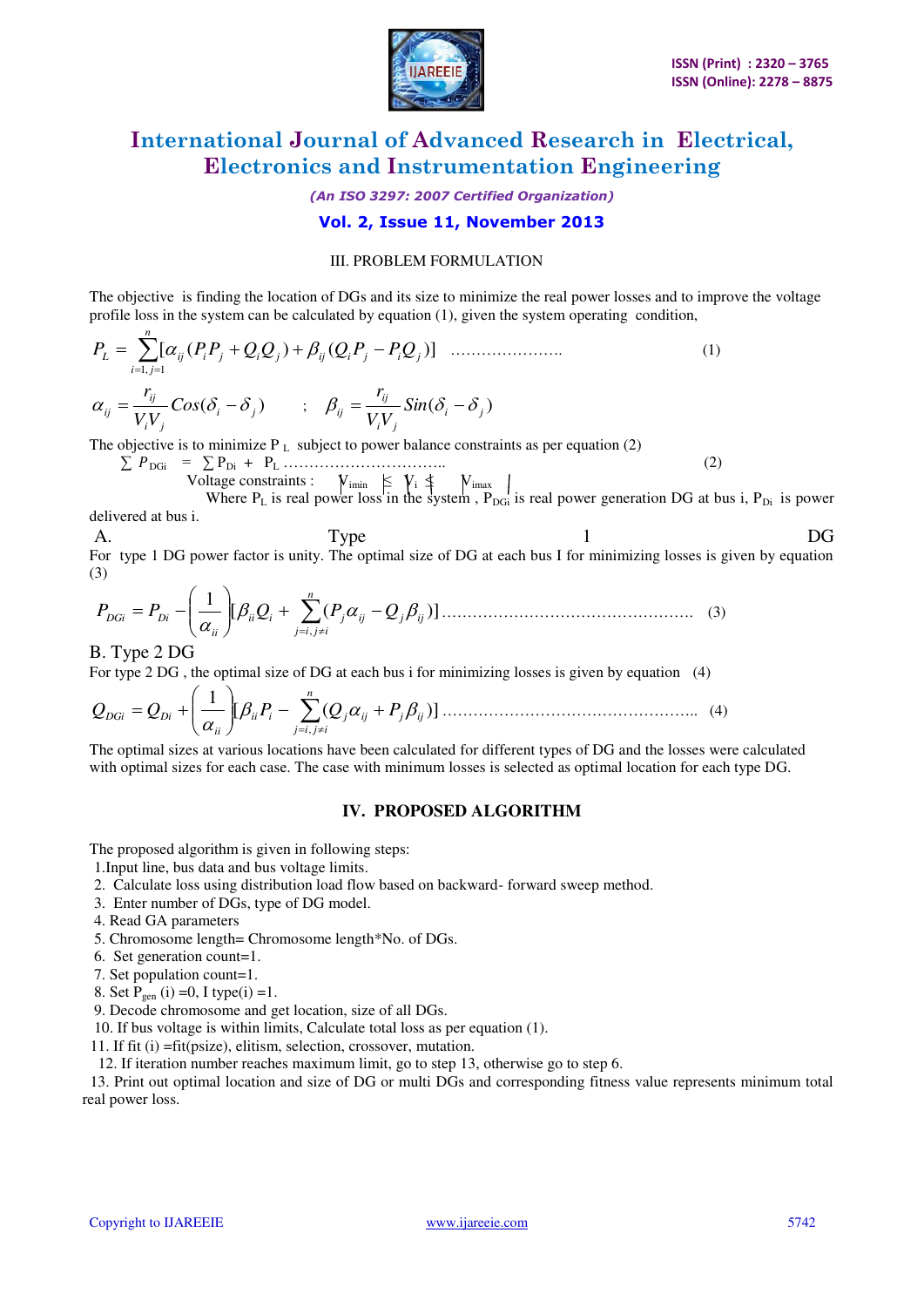## III. PROBLEM FORMULATION

The objective is finding the location of DGs and its size to minimize the real power losses and to improve the voltage profile loss in the system can be calculated by equation (1), given the system operating condition,

$$P_L = \sum_{i=1, j=1}^{n} [\alpha_{ij}(P_i P_j + Q_i Q_j) + \beta_{ij}(Q_i P_j - P_i Q_j)] \quad \ldots\ldots\ldots\ldots\ldots\ldots\ldots \quad (1)$$

$$\alpha_{ij} = \frac{r_{ij}}{V_i V_j} Cos(\delta_i - \delta_j) \quad ; \quad \beta_{ij} = \frac{r_{ij}}{V_i V_j} Sin(\delta_i - \delta_j)$$

The objective is to minimize $P_L$ subject to power balance constraints as per equation (2)

$$\sum P_{DGi} = \sum P_{Di} + P_L \ldots\ldots\ldots\ldots\ldots\ldots\ldots\ldots\ldots\ldots \quad (2)$$

Voltage constraints : $|V_{imin}| \leq |V_i| \leq |V_{imax}|$

Where $P_L$ is real power loss in the system , $P_{DGi}$ is real power generation DG at bus i, $P_{Di}$ is power delivered at bus i.

### A. Type 1 DG

For type 1 DG power factor is unity. The optimal size of DG at each bus I for minimizing losses is given by equation (3)

$$P_{DGi} = P_{Di} - \left(\frac{1}{\alpha_{ii}}\right)[\beta_{ii} Q_i + \sum_{j=i, j\neq i}^{n} (P_j \alpha_{ij} - Q_j \beta_{ij})] \ldots\ldots\ldots\ldots\ldots\ldots\ldots\ldots\ldots\ldots \quad (3)$$

### B. Type 2 DG

For type 2 DG , the optimal size of DG at each bus i for minimizing losses is given by equation (4)

$$Q_{DGi} = Q_{Di} + \left(\frac{1}{\alpha_{ii}}\right)[\beta_{ii} P_i - \sum_{j=i, j\neq i}^{n} (Q_j \alpha_{ij} + P_j \beta_{ij})] \ldots\ldots\ldots\ldots\ldots\ldots\ldots\ldots\ldots\ldots \quad (4)$$

The optimal sizes at various locations have been calculated for different types of DG and the losses were calculated with optimal sizes for each case. The case with minimum losses is selected as optimal location for each type DG.

## IV. PROPOSED ALGORITHM

The proposed algorithm is given in following steps:

1. Input line, bus data and bus voltage limits.
2. Calculate loss using distribution load flow based on backward- forward sweep method.
3. Enter number of DGs, type of DG model.
4. Read GA parameters
5. Chromosome length= Chromosome length*No. of DGs.
6. Set generation count=1.
7. Set population count=1.
8. Set $P_{gen}$ (i) =0, I type(i) =1.
9. Decode chromosome and get location, size of all DGs.
10. If bus voltage is within limits, Calculate total loss as per equation (1).
11. If fit (i) =fit(psize), elitism, selection, crossover, mutation.
12. If iteration number reaches maximum limit, go to step 13, otherwise go to step 6.
13. Print out optimal location and size of DG or multi DGs and corresponding fitness value represents minimum total real power loss.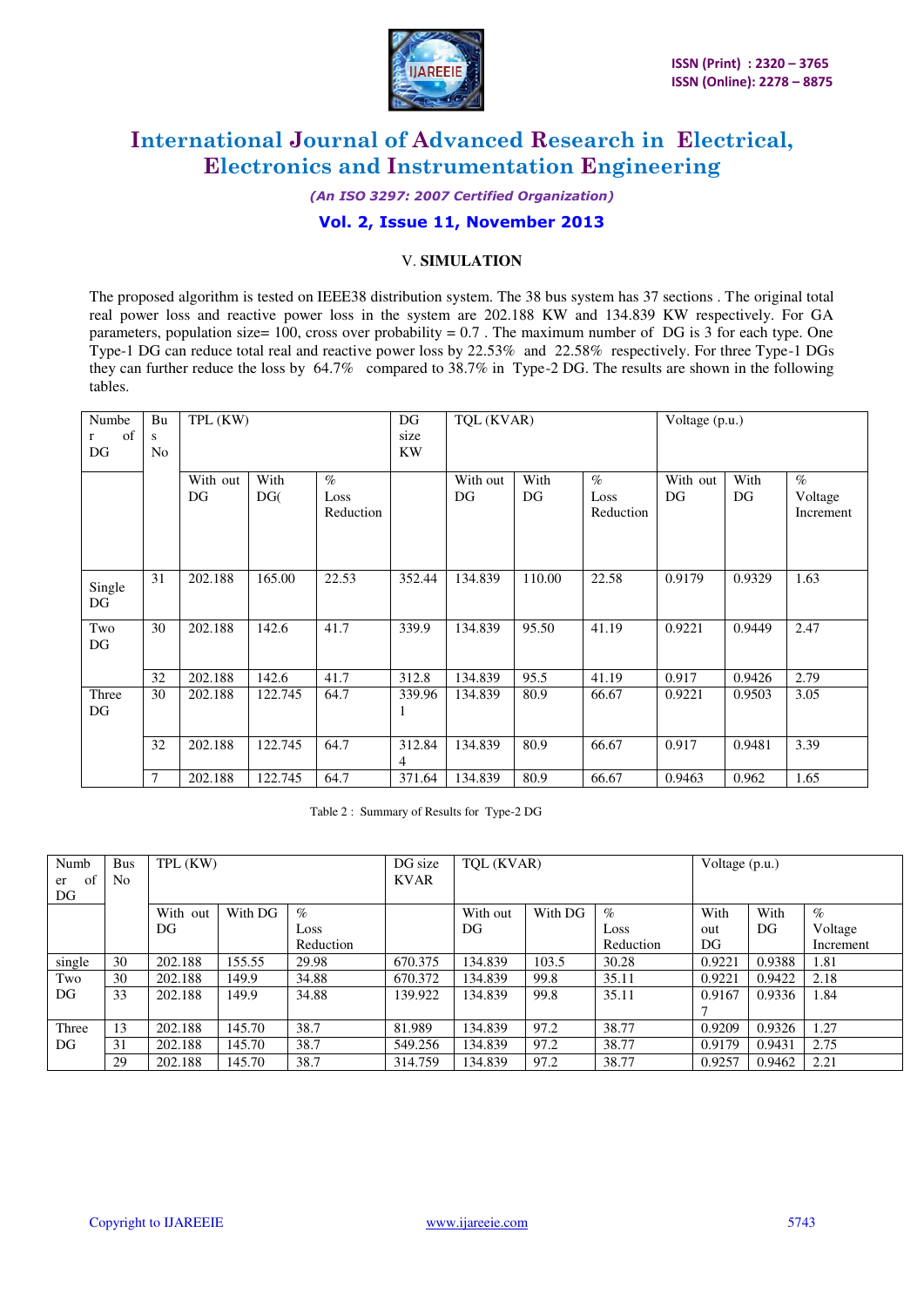## V. SIMULATION

The proposed algorithm is tested on IEEE38 distribution system. The 38 bus system has 37 sections . The original total real power loss and reactive power loss in the system are 202.188 KW and 134.839 KW respectively. For GA parameters, population size= 100, cross over probability = 0.7 . The maximum number of DG is 3 for each type. One Type-1 DG can reduce total real and reactive power loss by 22.53% and 22.58% respectively. For three Type-1 DGs they can further reduce the loss by 64.7% compared to 38.7% in Type-2 DG. The results are shown in the following tables.

| Number of DG | Bus No | TPL (KW) | | | DG size KW | TQL (KVAR) | | | Voltage (p.u.) | | |
|---|---|---|---|---|---|---|---|---|---|---|---|
| | | With out DG | With DG( | % Loss Reduction | | With out DG | With DG | % Loss Reduction | With out DG | With DG | % Voltage Increment |
| Single DG | 31 | 202.188 | 165.00 | 22.53 | 352.44 | 134.839 | 110.00 | 22.58 | 0.9179 | 0.9329 | 1.63 |
| Two DG | 30 | 202.188 | 142.6 | 41.7 | 339.9 | 134.839 | 95.50 | 41.19 | 0.9221 | 0.9449 | 2.47 |
| | 32 | 202.188 | 142.6 | 41.7 | 312.8 | 134.839 | 95.5 | 41.19 | 0.917 | 0.9426 | 2.79 |
| Three DG | 30 | 202.188 | 122.745 | 64.7 | 339.961 | 134.839 | 80.9 | 66.67 | 0.9221 | 0.9503 | 3.05 |
| | 32 | 202.188 | 122.745 | 64.7 | 312.844 | 134.839 | 80.9 | 66.67 | 0.917 | 0.9481 | 3.39 |
| | 7 | 202.188 | 122.745 | 64.7 | 371.64 | 134.839 | 80.9 | 66.67 | 0.9463 | 0.962 | 1.65 |

Table 2 : Summary of Results for Type-2 DG

| Number of DG | Bus No | TPL (KW) | | | DG size KVAR | TQL (KVAR) | | | Voltage (p.u.) | | |
|---|---|---|---|---|---|---|---|---|---|---|---|
| | | With out DG | With DG | % Loss Reduction | | With out DG | With DG | % Loss Reduction | With out DG | With DG | % Voltage Increment |
| single | 30 | 202.188 | 155.55 | 29.98 | 670.375 | 134.839 | 103.5 | 30.28 | 0.9221 | 0.9388 | 1.81 |
| Two DG | 30 | 202.188 | 149.9 | 34.88 | 670.372 | 134.839 | 99.8 | 35.11 | 0.9221 | 0.9422 | 2.18 |
| | 33 | 202.188 | 149.9 | 34.88 | 139.922 | 134.839 | 99.8 | 35.11 | 0.91677 | 0.9336 | 1.84 |
| Three DG | 13 | 202.188 | 145.70 | 38.7 | 81.989 | 134.839 | 97.2 | 38.77 | 0.9209 | 0.9326 | 1.27 |
| | 31 | 202.188 | 145.70 | 38.7 | 549.256 | 134.839 | 97.2 | 38.77 | 0.9179 | 0.9431 | 2.75 |
| | 29 | 202.188 | 145.70 | 38.7 | 314.759 | 134.839 | 97.2 | 38.77 | 0.9257 | 0.9462 | 2.21 |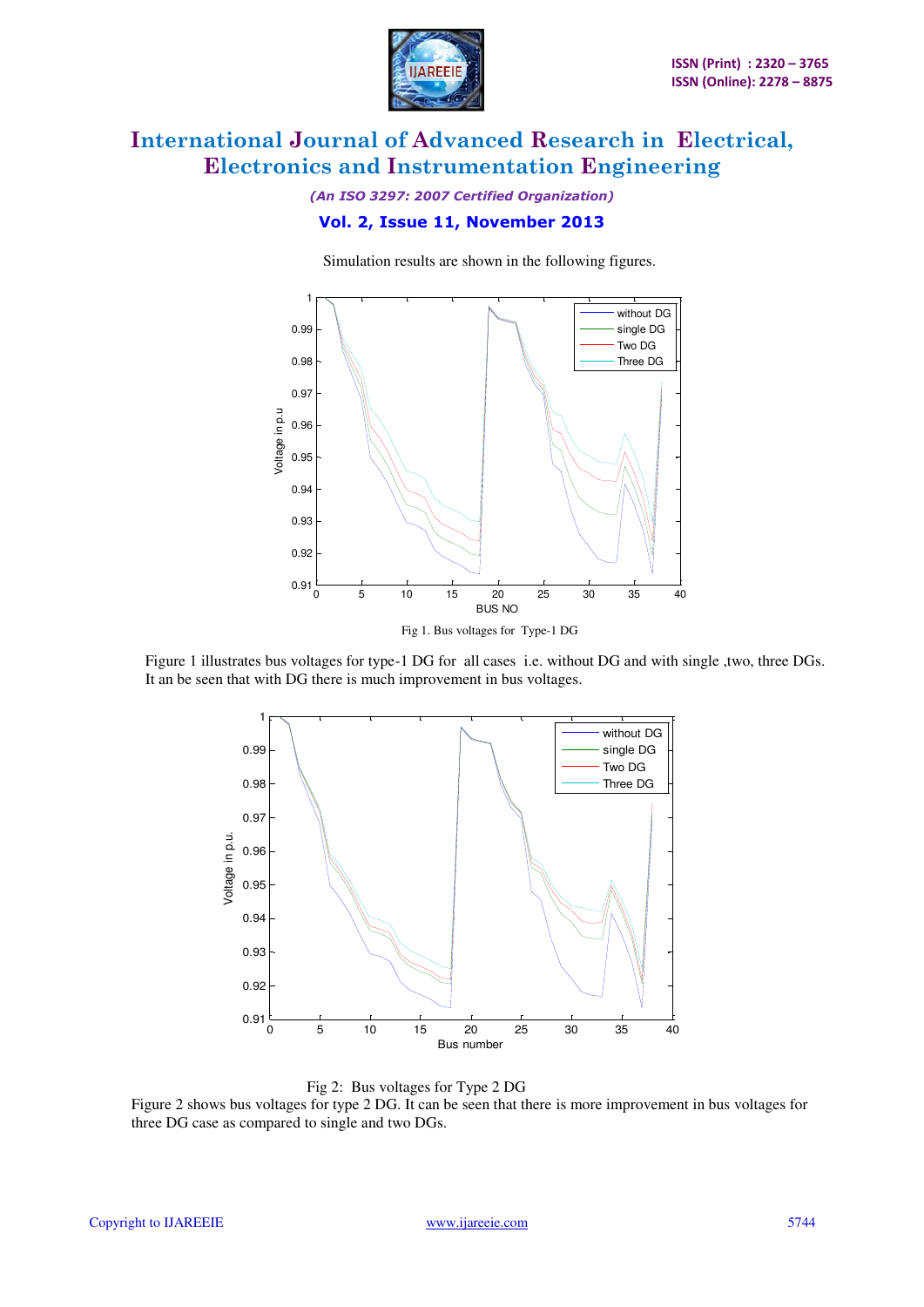Simulation results are shown in the following figures.

Fig 1. Bus voltages for Type-1 DG

Figure 1 illustrates bus voltages for type-1 DG for all cases i.e. without DG and with single ,two, three DGs. It an be seen that with DG there is much improvement in bus voltages.

Fig 2: Bus voltages for Type 2 DG

Figure 2 shows bus voltages for type 2 DG. It can be seen that there is more improvement in bus voltages for three DG case as compared to single and two DGs.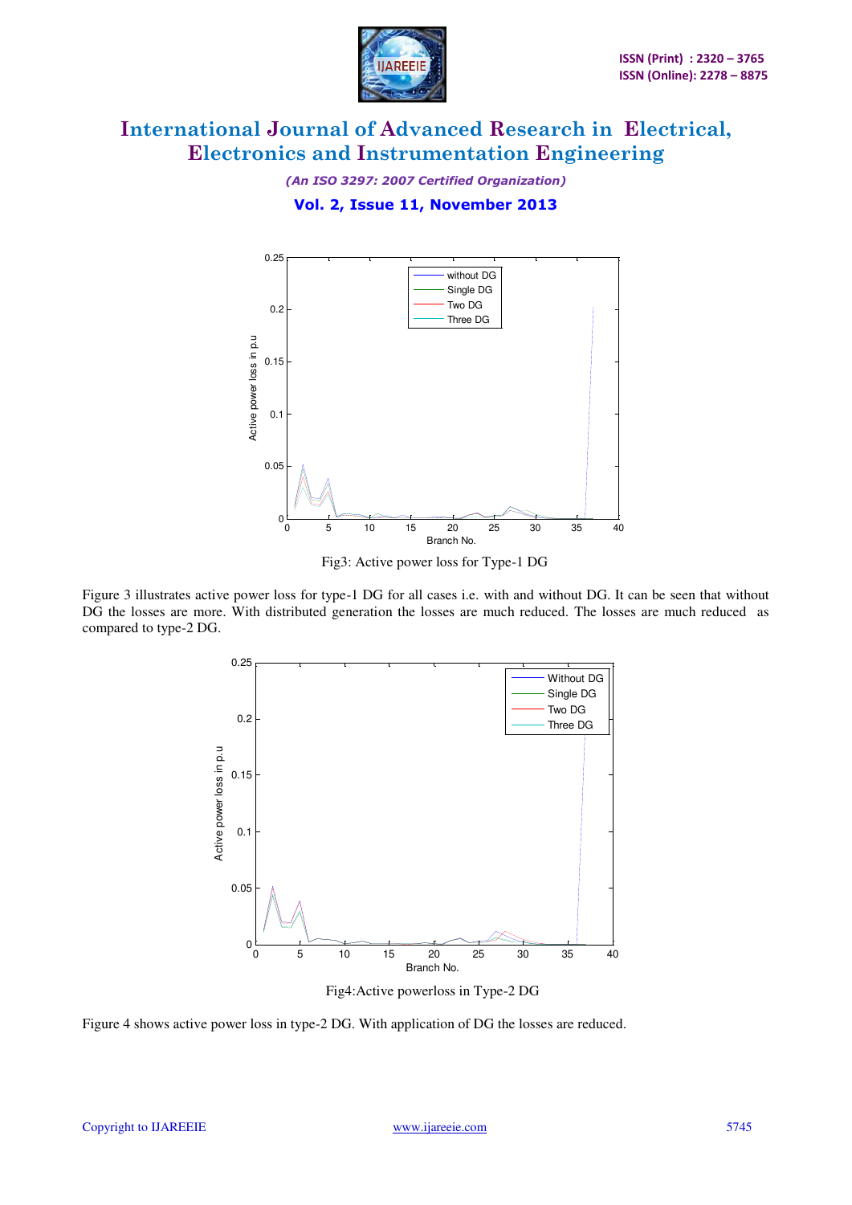Fig3: Active power loss for Type-1 DG

Figure 3 illustrates active power loss for type-1 DG for all cases i.e. with and without DG. It can be seen that without DG the losses are more. With distributed generation the losses are much reduced. The losses are much reduced as compared to type-2 DG.

Fig4:Active powerloss in Type-2 DG

Figure 4 shows active power loss in type-2 DG. With application of DG the losses are reduced.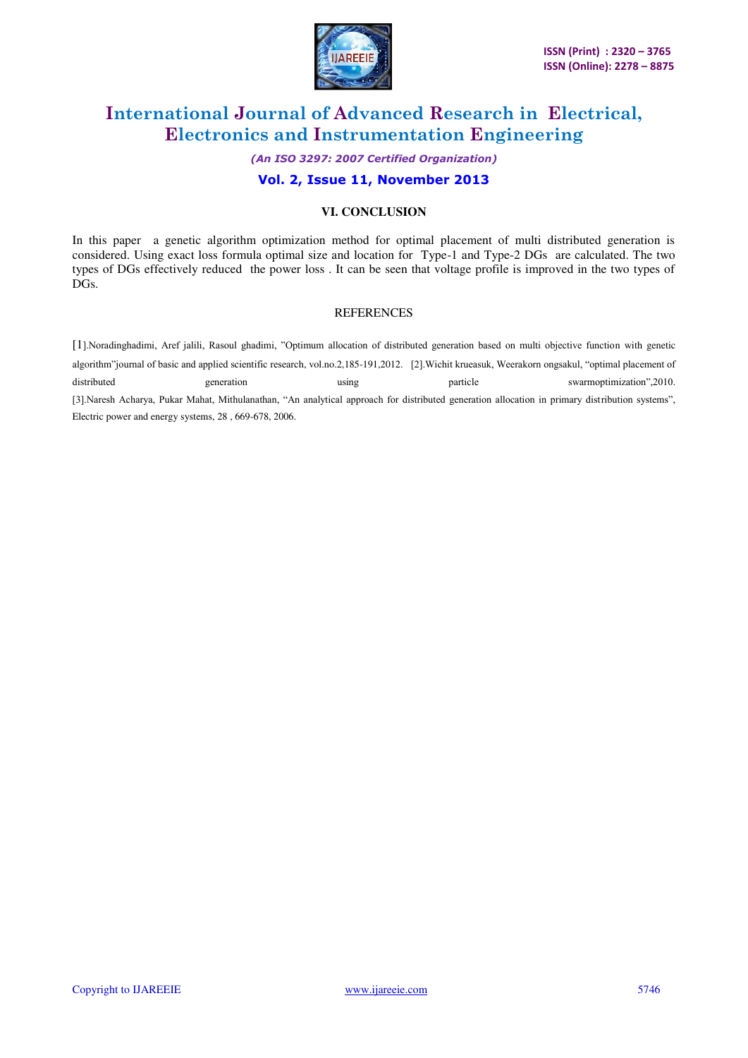## VI. CONCLUSION

In this paper a genetic algorithm optimization method for optimal placement of multi distributed generation is considered. Using exact loss formula optimal size and location for Type-1 and Type-2 DGs are calculated. The two types of DGs effectively reduced the power loss . It can be seen that voltage profile is improved in the two types of DGs.

## REFERENCES

[1].Noradinghadimi, Aref jalili, Rasoul ghadimi, "Optimum allocation of distributed generation based on multi objective function with genetic algorithm"journal of basic and applied scientific research, vol.no.2,185-191,2012.

[2].Wichit krueasuk, Weerakorn ongsakul, "optimal placement of distributed generation using particle swarmoptimization",2010.

[3].Naresh Acharya, Pukar Mahat, Mithulanathan, "An analytical approach for distributed generation allocation in primary distribution systems", Electric power and energy systems, 28 , 669-678, 2006.